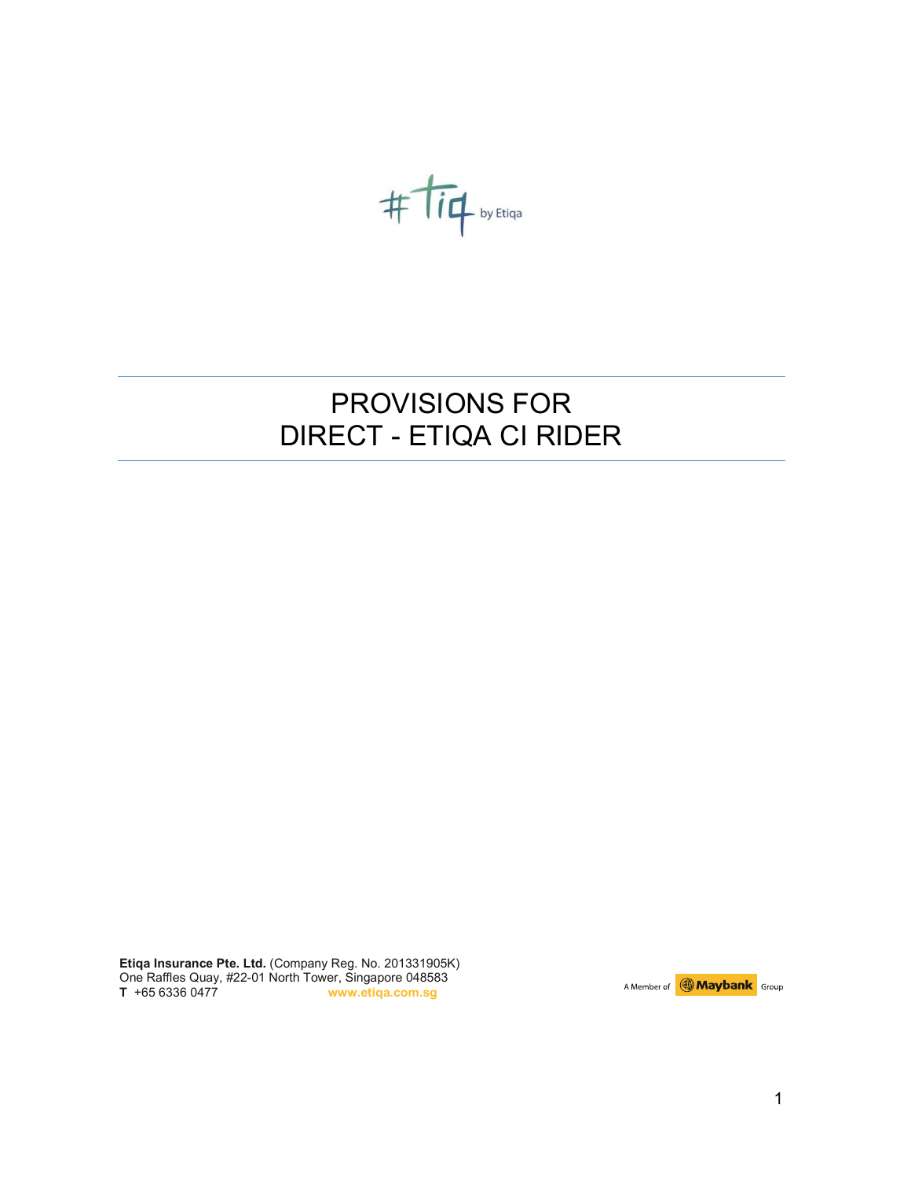# PROVISIONS FOR DIRECT - ETIQA CI RIDER

**Etiqa Insurance Pte. Ltd.** (Company Reg. No. 201331905K)
One Raffles Quay, #22-01 North Tower, Singapore 048583
**T** +65 6336 0477 www.etiqa.com.sg

A Member of Maybank Group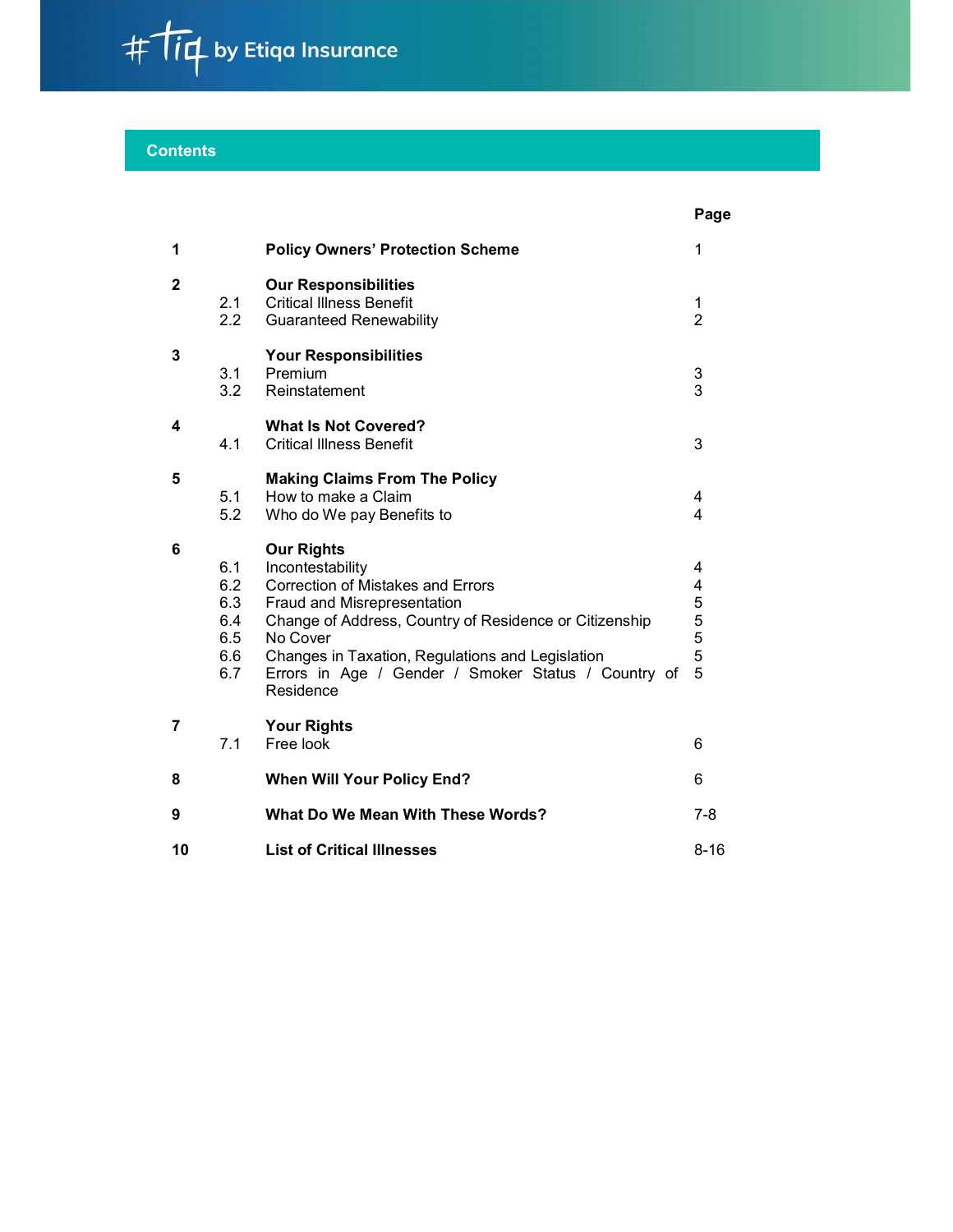## Contents

| | | | Page |
|---|---|---|---|
| **1** | | **Policy Owners' Protection Scheme** | 1 |
| **2** | | **Our Responsibilities** | |
| | 2.1 | Critical Illness Benefit | 1 |
| | 2.2 | Guaranteed Renewability | 2 |
| **3** | | **Your Responsibilities** | |
| | 3.1 | Premium | 3 |
| | 3.2 | Reinstatement | 3 |
| **4** | | **What Is Not Covered?** | |
| | 4.1 | Critical Illness Benefit | 3 |
| **5** | | **Making Claims From The Policy** | |
| | 5.1 | How to make a Claim | 4 |
| | 5.2 | Who do We pay Benefits to | 4 |
| **6** | | **Our Rights** | |
| | 6.1 | Incontestability | 4 |
| | 6.2 | Correction of Mistakes and Errors | 4 |
| | 6.3 | Fraud and Misrepresentation | 5 |
| | 6.4 | Change of Address, Country of Residence or Citizenship | 5 |
| | 6.5 | No Cover | 5 |
| | 6.6 | Changes in Taxation, Regulations and Legislation | 5 |
| | 6.7 | Errors in Age / Gender / Smoker Status / Country of Residence | 5 |
| **7** | | **Your Rights** | |
| | 7.1 | Free look | 6 |
| **8** | | **When Will Your Policy End?** | 6 |
| **9** | | **What Do We Mean With These Words?** | 7-8 |
| **10** | | **List of Critical Illnesses** | 8-16 |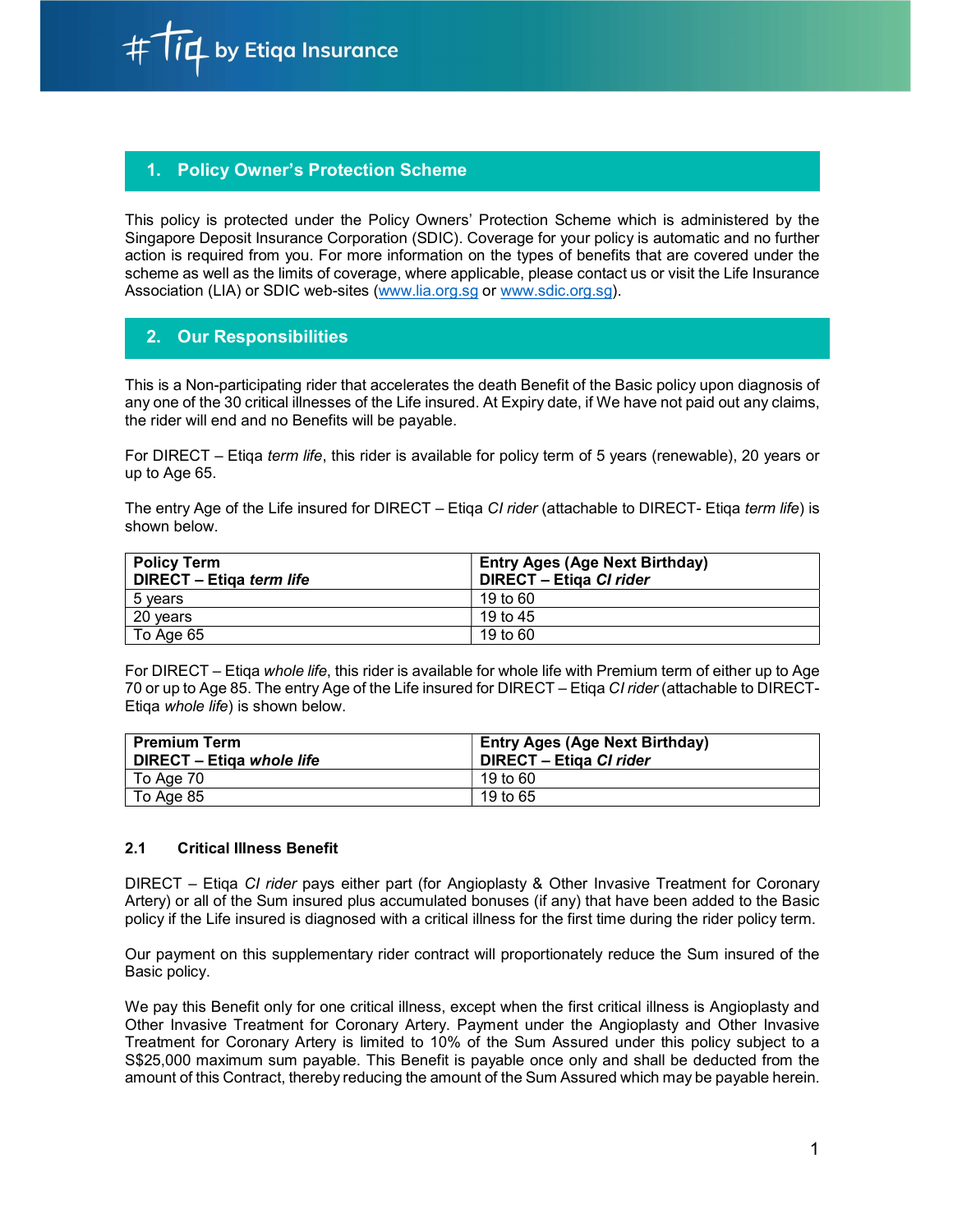## 1. Policy Owner's Protection Scheme

This policy is protected under the Policy Owners' Protection Scheme which is administered by the Singapore Deposit Insurance Corporation (SDIC). Coverage for your policy is automatic and no further action is required from you. For more information on the types of benefits that are covered under the scheme as well as the limits of coverage, where applicable, please contact us or visit the Life Insurance Association (LIA) or SDIC web-sites (www.lia.org.sg or www.sdic.org.sg).

## 2. Our Responsibilities

This is a Non-participating rider that accelerates the death Benefit of the Basic policy upon diagnosis of any one of the 30 critical illnesses of the Life insured. At Expiry date, if We have not paid out any claims, the rider will end and no Benefits will be payable.

For DIRECT – Etiqa *term life*, this rider is available for policy term of 5 years (renewable), 20 years or up to Age 65.

The entry Age of the Life insured for DIRECT – Etiqa *CI rider* (attachable to DIRECT- Etiqa *term life*) is shown below.

| **Policy Term**<br>**DIRECT – Etiqa *term life*** | **Entry Ages (Age Next Birthday)**<br>**DIRECT – Etiqa *CI rider*** |
|---|---|
| 5 years | 19 to 60 |
| 20 years | 19 to 45 |
| To Age 65 | 19 to 60 |

For DIRECT – Etiqa *whole life*, this rider is available for whole life with Premium term of either up to Age 70 or up to Age 85. The entry Age of the Life insured for DIRECT – Etiqa *CI rider* (attachable to DIRECT- Etiqa *whole life*) is shown below.

| **Premium Term**<br>**DIRECT – Etiqa *whole life*** | **Entry Ages (Age Next Birthday)**<br>**DIRECT – Etiqa *CI rider*** |
|---|---|
| To Age 70 | 19 to 60 |
| To Age 85 | 19 to 65 |

### 2.1 Critical Illness Benefit

DIRECT – Etiqa *CI rider* pays either part (for Angioplasty & Other Invasive Treatment for Coronary Artery) or all of the Sum insured plus accumulated bonuses (if any) that have been added to the Basic policy if the Life insured is diagnosed with a critical illness for the first time during the rider policy term.

Our payment on this supplementary rider contract will proportionately reduce the Sum insured of the Basic policy.

We pay this Benefit only for one critical illness, except when the first critical illness is Angioplasty and Other Invasive Treatment for Coronary Artery. Payment under the Angioplasty and Other Invasive Treatment for Coronary Artery is limited to 10% of the Sum Assured under this policy subject to a S$25,000 maximum sum payable. This Benefit is payable once only and shall be deducted from the amount of this Contract, thereby reducing the amount of the Sum Assured which may be payable herein.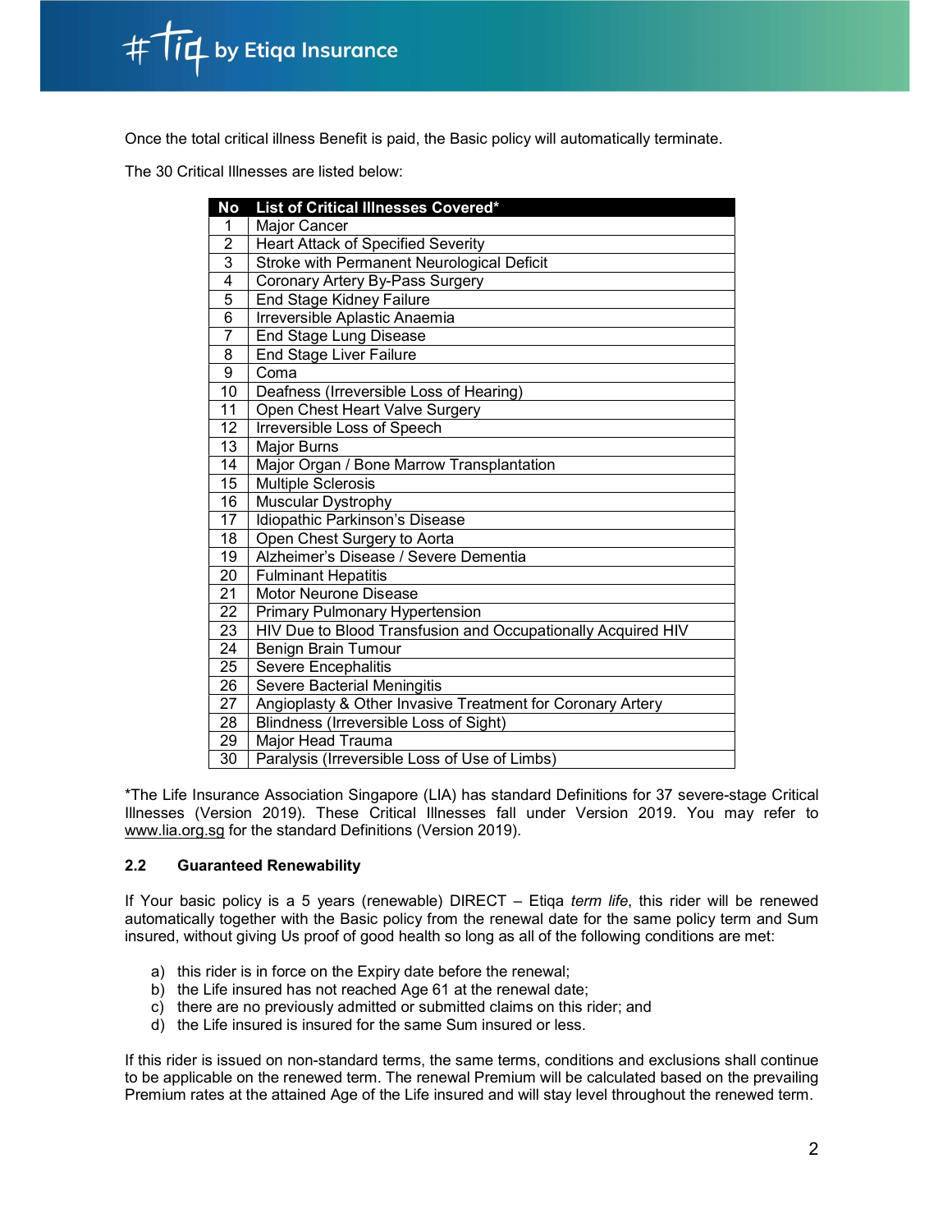Once the total critical illness Benefit is paid, the Basic policy will automatically terminate.

The 30 Critical Illnesses are listed below:

| No | List of Critical Illnesses Covered* |
|---|---|
| 1 | Major Cancer |
| 2 | Heart Attack of Specified Severity |
| 3 | Stroke with Permanent Neurological Deficit |
| 4 | Coronary Artery By-Pass Surgery |
| 5 | End Stage Kidney Failure |
| 6 | Irreversible Aplastic Anaemia |
| 7 | End Stage Lung Disease |
| 8 | End Stage Liver Failure |
| 9 | Coma |
| 10 | Deafness (Irreversible Loss of Hearing) |
| 11 | Open Chest Heart Valve Surgery |
| 12 | Irreversible Loss of Speech |
| 13 | Major Burns |
| 14 | Major Organ / Bone Marrow Transplantation |
| 15 | Multiple Sclerosis |
| 16 | Muscular Dystrophy |
| 17 | Idiopathic Parkinson's Disease |
| 18 | Open Chest Surgery to Aorta |
| 19 | Alzheimer's Disease / Severe Dementia |
| 20 | Fulminant Hepatitis |
| 21 | Motor Neurone Disease |
| 22 | Primary Pulmonary Hypertension |
| 23 | HIV Due to Blood Transfusion and Occupationally Acquired HIV |
| 24 | Benign Brain Tumour |
| 25 | Severe Encephalitis |
| 26 | Severe Bacterial Meningitis |
| 27 | Angioplasty & Other Invasive Treatment for Coronary Artery |
| 28 | Blindness (Irreversible Loss of Sight) |
| 29 | Major Head Trauma |
| 30 | Paralysis (Irreversible Loss of Use of Limbs) |

*The Life Insurance Association Singapore (LIA) has standard Definitions for 37 severe-stage Critical Illnesses (Version 2019). These Critical Illnesses fall under Version 2019. You may refer to www.lia.org.sg for the standard Definitions (Version 2019).

### 2.2 Guaranteed Renewability

If Your basic policy is a 5 years (renewable) DIRECT – Etiqa *term life*, this rider will be renewed automatically together with the Basic policy from the renewal date for the same policy term and Sum insured, without giving Us proof of good health so long as all of the following conditions are met:

a) this rider is in force on the Expiry date before the renewal;
b) the Life insured has not reached Age 61 at the renewal date;
c) there are no previously admitted or submitted claims on this rider; and
d) the Life insured is insured for the same Sum insured or less.

If this rider is issued on non-standard terms, the same terms, conditions and exclusions shall continue to be applicable on the renewed term. The renewal Premium will be calculated based on the prevailing Premium rates at the attained Age of the Life insured and will stay level throughout the renewed term.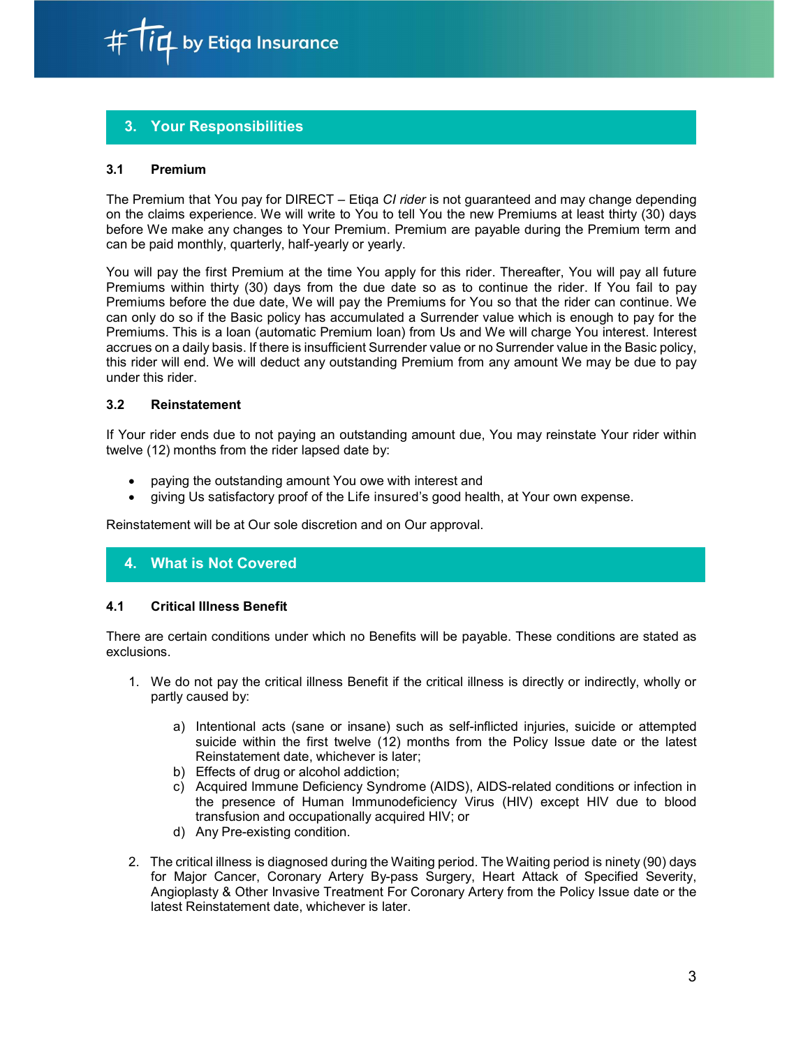## 3. Your Responsibilities

### 3.1 Premium

The Premium that You pay for DIRECT – Etiqa *CI rider* is not guaranteed and may change depending on the claims experience. We will write to You to tell You the new Premiums at least thirty (30) days before We make any changes to Your Premium. Premium are payable during the Premium term and can be paid monthly, quarterly, half-yearly or yearly.

You will pay the first Premium at the time You apply for this rider. Thereafter, You will pay all future Premiums within thirty (30) days from the due date so as to continue the rider. If You fail to pay Premiums before the due date, We will pay the Premiums for You so that the rider can continue. We can only do so if the Basic policy has accumulated a Surrender value which is enough to pay for the Premiums. This is a loan (automatic Premium loan) from Us and We will charge You interest. Interest accrues on a daily basis. If there is insufficient Surrender value or no Surrender value in the Basic policy, this rider will end. We will deduct any outstanding Premium from any amount We may be due to pay under this rider.

### 3.2 Reinstatement

If Your rider ends due to not paying an outstanding amount due, You may reinstate Your rider within twelve (12) months from the rider lapsed date by:

- paying the outstanding amount You owe with interest and
- giving Us satisfactory proof of the Life insured's good health, at Your own expense.

Reinstatement will be at Our sole discretion and on Our approval.

## 4. What is Not Covered

### 4.1 Critical Illness Benefit

There are certain conditions under which no Benefits will be payable. These conditions are stated as exclusions.

1. We do not pay the critical illness Benefit if the critical illness is directly or indirectly, wholly or partly caused by:

    a) Intentional acts (sane or insane) such as self-inflicted injuries, suicide or attempted suicide within the first twelve (12) months from the Policy Issue date or the latest Reinstatement date, whichever is later;
    b) Effects of drug or alcohol addiction;
    c) Acquired Immune Deficiency Syndrome (AIDS), AIDS-related conditions or infection in the presence of Human Immunodeficiency Virus (HIV) except HIV due to blood transfusion and occupationally acquired HIV; or
    d) Any Pre-existing condition.

2. The critical illness is diagnosed during the Waiting period. The Waiting period is ninety (90) days for Major Cancer, Coronary Artery By-pass Surgery, Heart Attack of Specified Severity, Angioplasty & Other Invasive Treatment For Coronary Artery from the Policy Issue date or the latest Reinstatement date, whichever is later.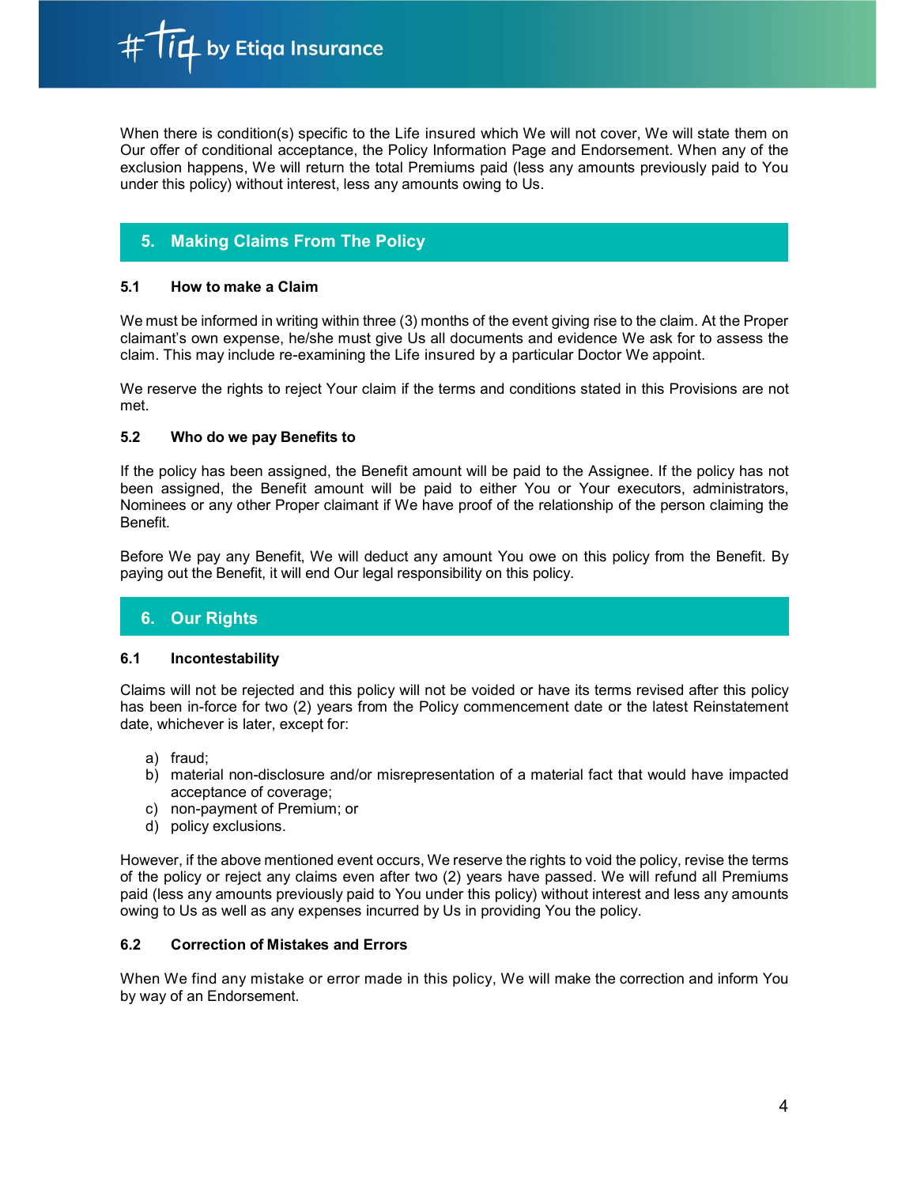When there is condition(s) specific to the Life insured which We will not cover, We will state them on Our offer of conditional acceptance, the Policy Information Page and Endorsement. When any of the exclusion happens, We will return the total Premiums paid (less any amounts previously paid to You under this policy) without interest, less any amounts owing to Us.

## 5. Making Claims From The Policy

### 5.1 How to make a Claim

We must be informed in writing within three (3) months of the event giving rise to the claim. At the Proper claimant's own expense, he/she must give Us all documents and evidence We ask for to assess the claim. This may include re-examining the Life insured by a particular Doctor We appoint.

We reserve the rights to reject Your claim if the terms and conditions stated in this Provisions are not met.

### 5.2 Who do we pay Benefits to

If the policy has been assigned, the Benefit amount will be paid to the Assignee. If the policy has not been assigned, the Benefit amount will be paid to either You or Your executors, administrators, Nominees or any other Proper claimant if We have proof of the relationship of the person claiming the Benefit.

Before We pay any Benefit, We will deduct any amount You owe on this policy from the Benefit. By paying out the Benefit, it will end Our legal responsibility on this policy.

## 6. Our Rights

### 6.1 Incontestability

Claims will not be rejected and this policy will not be voided or have its terms revised after this policy has been in-force for two (2) years from the Policy commencement date or the latest Reinstatement date, whichever is later, except for:

a) fraud;
b) material non-disclosure and/or misrepresentation of a material fact that would have impacted acceptance of coverage;
c) non-payment of Premium; or
d) policy exclusions.

However, if the above mentioned event occurs, We reserve the rights to void the policy, revise the terms of the policy or reject any claims even after two (2) years have passed. We will refund all Premiums paid (less any amounts previously paid to You under this policy) without interest and less any amounts owing to Us as well as any expenses incurred by Us in providing You the policy.

### 6.2 Correction of Mistakes and Errors

When We find any mistake or error made in this policy, We will make the correction and inform You by way of an Endorsement.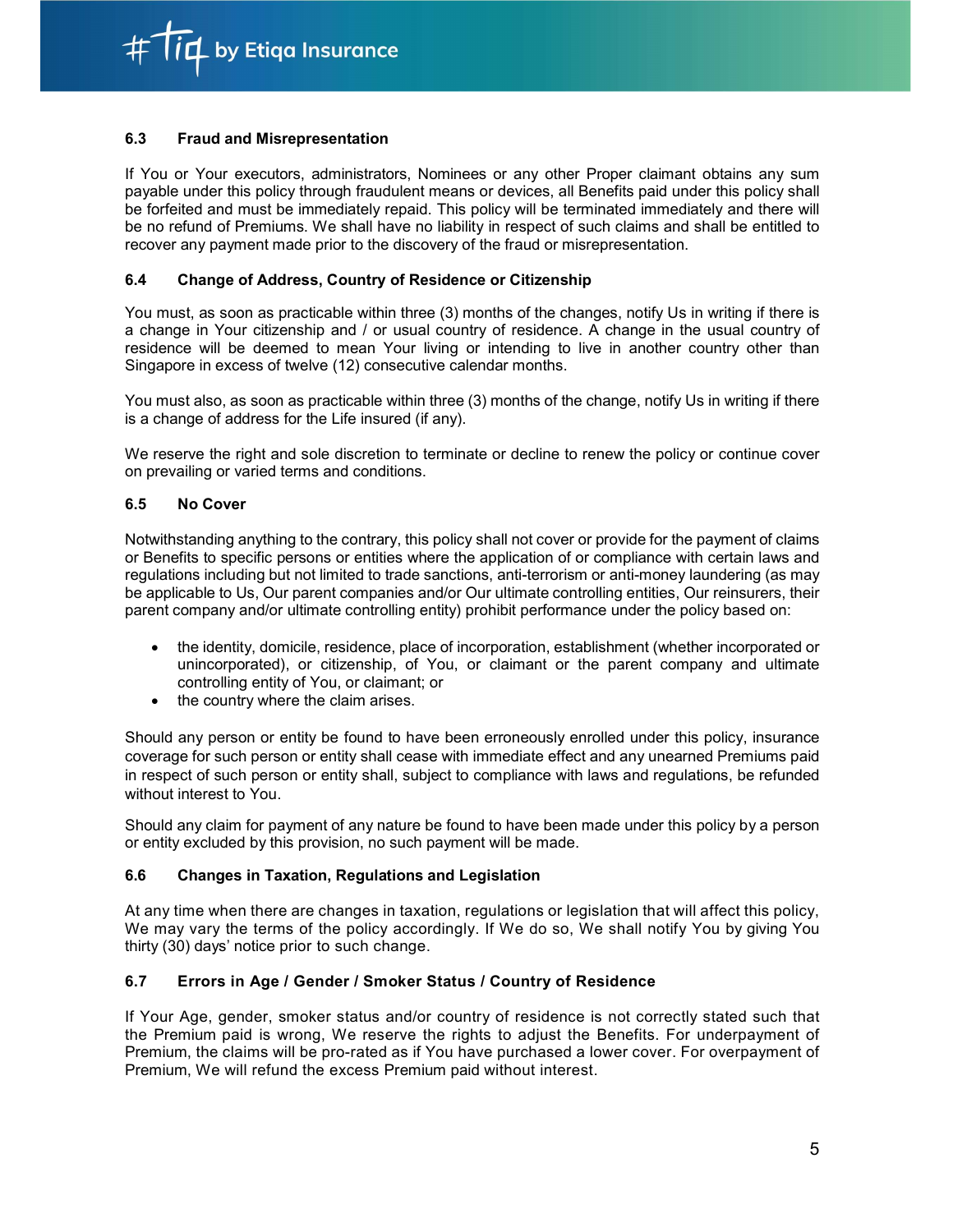### 6.3 Fraud and Misrepresentation

If You or Your executors, administrators, Nominees or any other Proper claimant obtains any sum payable under this policy through fraudulent means or devices, all Benefits paid under this policy shall be forfeited and must be immediately repaid. This policy will be terminated immediately and there will be no refund of Premiums. We shall have no liability in respect of such claims and shall be entitled to recover any payment made prior to the discovery of the fraud or misrepresentation.

### 6.4 Change of Address, Country of Residence or Citizenship

You must, as soon as practicable within three (3) months of the changes, notify Us in writing if there is a change in Your citizenship and / or usual country of residence. A change in the usual country of residence will be deemed to mean Your living or intending to live in another country other than Singapore in excess of twelve (12) consecutive calendar months.

You must also, as soon as practicable within three (3) months of the change, notify Us in writing if there is a change of address for the Life insured (if any).

We reserve the right and sole discretion to terminate or decline to renew the policy or continue cover on prevailing or varied terms and conditions.

### 6.5 No Cover

Notwithstanding anything to the contrary, this policy shall not cover or provide for the payment of claims or Benefits to specific persons or entities where the application of or compliance with certain laws and regulations including but not limited to trade sanctions, anti-terrorism or anti-money laundering (as may be applicable to Us, Our parent companies and/or Our ultimate controlling entities, Our reinsurers, their parent company and/or ultimate controlling entity) prohibit performance under the policy based on:

- the identity, domicile, residence, place of incorporation, establishment (whether incorporated or unincorporated), or citizenship, of You, or claimant or the parent company and ultimate controlling entity of You, or claimant; or
- the country where the claim arises.

Should any person or entity be found to have been erroneously enrolled under this policy, insurance coverage for such person or entity shall cease with immediate effect and any unearned Premiums paid in respect of such person or entity shall, subject to compliance with laws and regulations, be refunded without interest to You.

Should any claim for payment of any nature be found to have been made under this policy by a person or entity excluded by this provision, no such payment will be made.

### 6.6 Changes in Taxation, Regulations and Legislation

At any time when there are changes in taxation, regulations or legislation that will affect this policy, We may vary the terms of the policy accordingly. If We do so, We shall notify You by giving You thirty (30) days' notice prior to such change.

### 6.7 Errors in Age / Gender / Smoker Status / Country of Residence

If Your Age, gender, smoker status and/or country of residence is not correctly stated such that the Premium paid is wrong, We reserve the rights to adjust the Benefits. For underpayment of Premium, the claims will be pro-rated as if You have purchased a lower cover. For overpayment of Premium, We will refund the excess Premium paid without interest.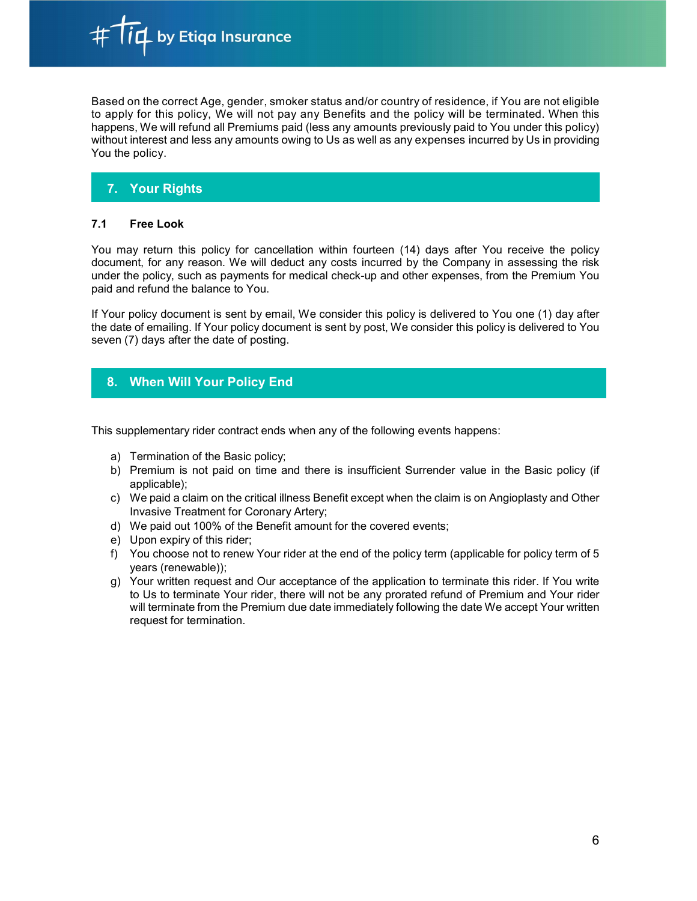Based on the correct Age, gender, smoker status and/or country of residence, if You are not eligible to apply for this policy, We will not pay any Benefits and the policy will be terminated. When this happens, We will refund all Premiums paid (less any amounts previously paid to You under this policy) without interest and less any amounts owing to Us as well as any expenses incurred by Us in providing You the policy.

## 7. Your Rights

### 7.1 Free Look

You may return this policy for cancellation within fourteen (14) days after You receive the policy document, for any reason. We will deduct any costs incurred by the Company in assessing the risk under the policy, such as payments for medical check-up and other expenses, from the Premium You paid and refund the balance to You.

If Your policy document is sent by email, We consider this policy is delivered to You one (1) day after the date of emailing. If Your policy document is sent by post, We consider this policy is delivered to You seven (7) days after the date of posting.

## 8. When Will Your Policy End

This supplementary rider contract ends when any of the following events happens:

a) Termination of the Basic policy;
b) Premium is not paid on time and there is insufficient Surrender value in the Basic policy (if applicable);
c) We paid a claim on the critical illness Benefit except when the claim is on Angioplasty and Other Invasive Treatment for Coronary Artery;
d) We paid out 100% of the Benefit amount for the covered events;
e) Upon expiry of this rider;
f) You choose not to renew Your rider at the end of the policy term (applicable for policy term of 5 years (renewable));
g) Your written request and Our acceptance of the application to terminate this rider. If You write to Us to terminate Your rider, there will not be any prorated refund of Premium and Your rider will terminate from the Premium due date immediately following the date We accept Your written request for termination.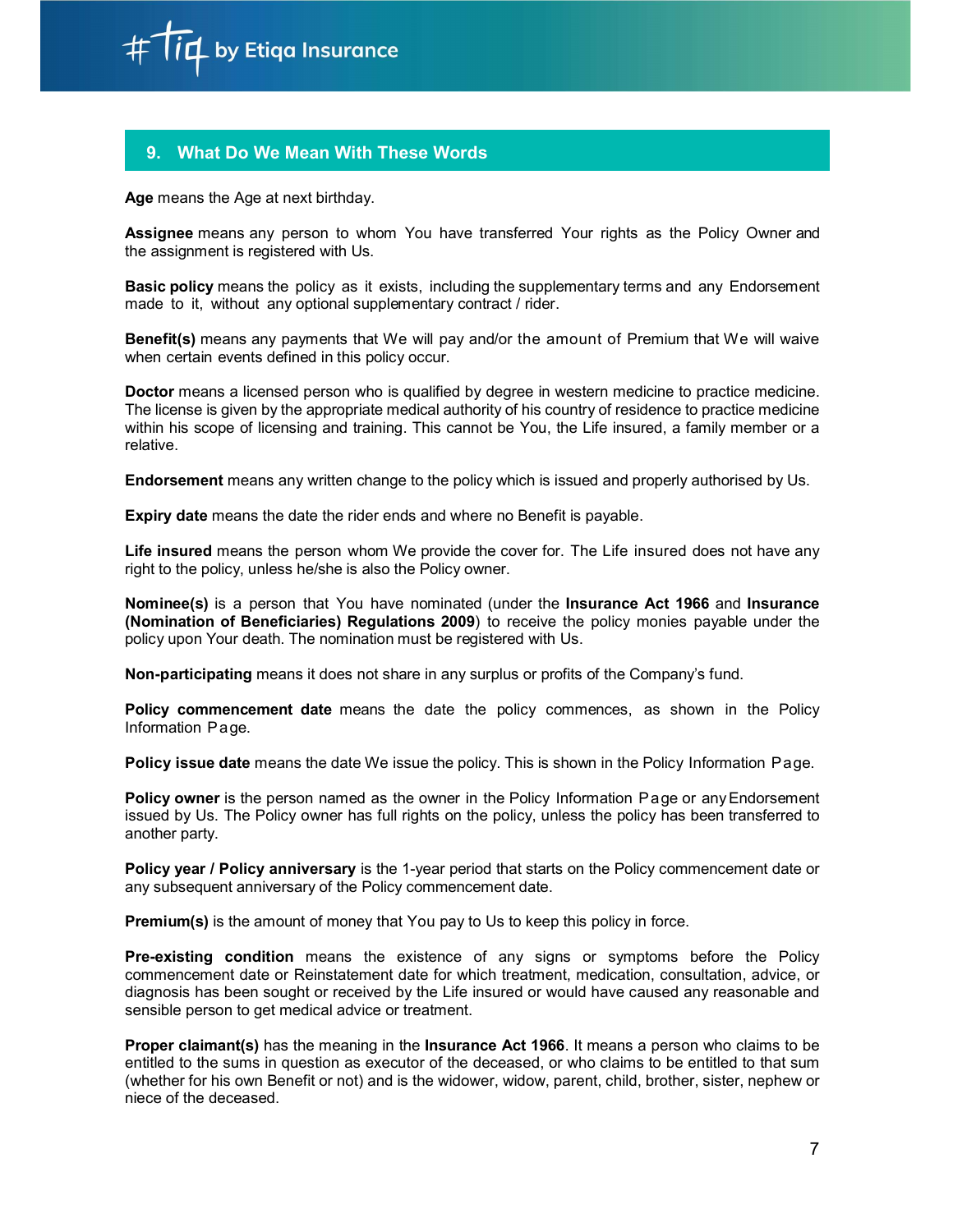## 9. What Do We Mean With These Words

**Age** means the Age at next birthday.

**Assignee** means any person to whom You have transferred Your rights as the Policy Owner and the assignment is registered with Us.

**Basic policy** means the policy as it exists, including the supplementary terms and any Endorsement made to it, without any optional supplementary contract / rider.

**Benefit(s)** means any payments that We will pay and/or the amount of Premium that We will waive when certain events defined in this policy occur.

**Doctor** means a licensed person who is qualified by degree in western medicine to practice medicine. The license is given by the appropriate medical authority of his country of residence to practice medicine within his scope of licensing and training. This cannot be You, the Life insured, a family member or a relative.

**Endorsement** means any written change to the policy which is issued and properly authorised by Us.

**Expiry date** means the date the rider ends and where no Benefit is payable.

**Life insured** means the person whom We provide the cover for. The Life insured does not have any right to the policy, unless he/she is also the Policy owner.

**Nominee(s)** is a person that You have nominated (under the **Insurance Act 1966** and **Insurance (Nomination of Beneficiaries) Regulations 2009**) to receive the policy monies payable under the policy upon Your death. The nomination must be registered with Us.

**Non-participating** means it does not share in any surplus or profits of the Company's fund.

**Policy commencement date** means the date the policy commences, as shown in the Policy Information Page.

**Policy issue date** means the date We issue the policy. This is shown in the Policy Information Page.

**Policy owner** is the person named as the owner in the Policy Information Page or any Endorsement issued by Us. The Policy owner has full rights on the policy, unless the policy has been transferred to another party.

**Policy year / Policy anniversary** is the 1-year period that starts on the Policy commencement date or any subsequent anniversary of the Policy commencement date.

**Premium(s)** is the amount of money that You pay to Us to keep this policy in force.

**Pre-existing condition** means the existence of any signs or symptoms before the Policy commencement date or Reinstatement date for which treatment, medication, consultation, advice, or diagnosis has been sought or received by the Life insured or would have caused any reasonable and sensible person to get medical advice or treatment.

**Proper claimant(s)** has the meaning in the **Insurance Act 1966**. It means a person who claims to be entitled to the sums in question as executor of the deceased, or who claims to be entitled to that sum (whether for his own Benefit or not) and is the widower, widow, parent, child, brother, sister, nephew or niece of the deceased.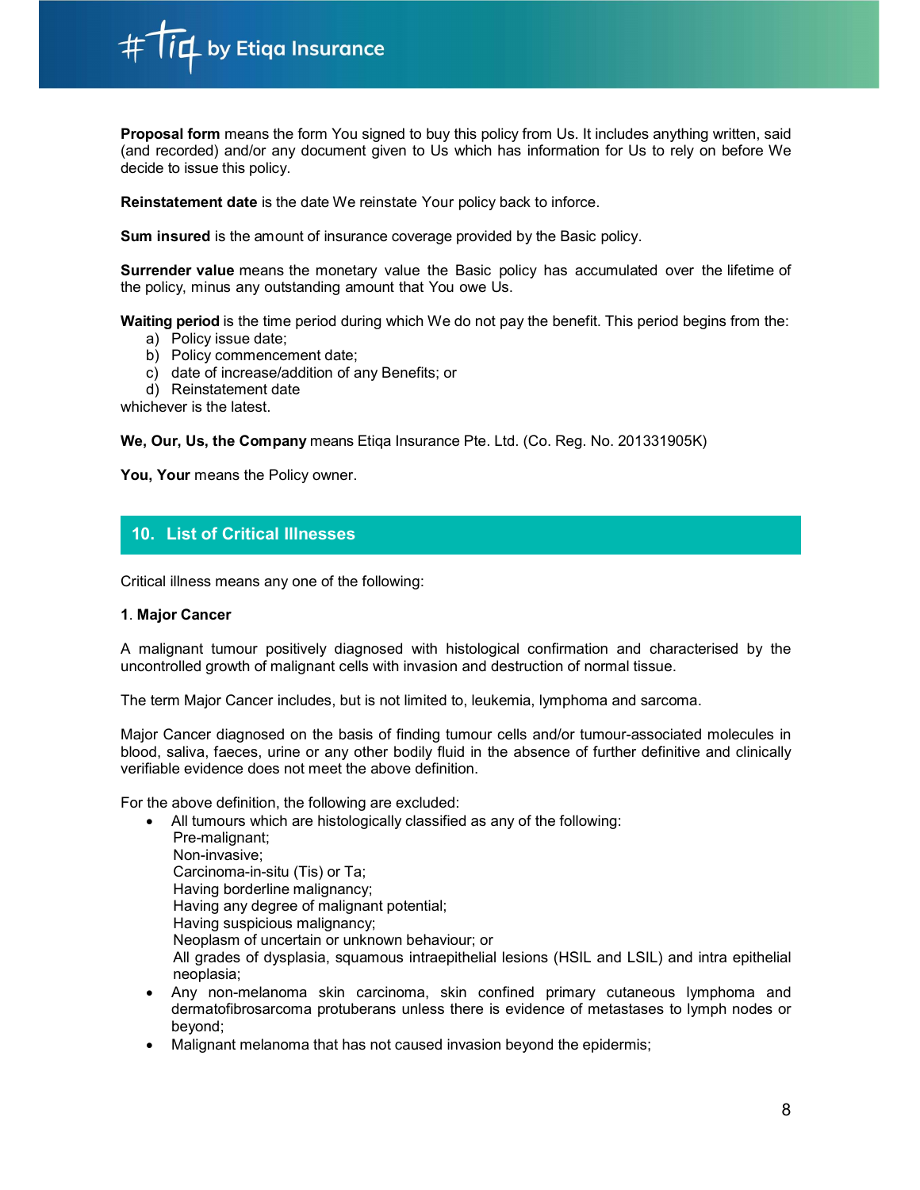**Proposal form** means the form You signed to buy this policy from Us. It includes anything written, said (and recorded) and/or any document given to Us which has information for Us to rely on before We decide to issue this policy.

**Reinstatement date** is the date We reinstate Your policy back to inforce.

**Sum insured** is the amount of insurance coverage provided by the Basic policy.

**Surrender value** means the monetary value the Basic policy has accumulated over the lifetime of the policy, minus any outstanding amount that You owe Us.

**Waiting period** is the time period during which We do not pay the benefit. This period begins from the:

a) Policy issue date;
b) Policy commencement date;
c) date of increase/addition of any Benefits; or
d) Reinstatement date

whichever is the latest.

**We, Our, Us, the Company** means Etiqa Insurance Pte. Ltd. (Co. Reg. No. 201331905K)

**You, Your** means the Policy owner.

## 10. List of Critical Illnesses

Critical illness means any one of the following:

**1. Major Cancer**

A malignant tumour positively diagnosed with histological confirmation and characterised by the uncontrolled growth of malignant cells with invasion and destruction of normal tissue.

The term Major Cancer includes, but is not limited to, leukemia, lymphoma and sarcoma.

Major Cancer diagnosed on the basis of finding tumour cells and/or tumour-associated molecules in blood, saliva, faeces, urine or any other bodily fluid in the absence of further definitive and clinically verifiable evidence does not meet the above definition.

For the above definition, the following are excluded:

- All tumours which are histologically classified as any of the following:
  Pre-malignant;
  Non-invasive;
  Carcinoma-in-situ (Tis) or Ta;
  Having borderline malignancy;
  Having any degree of malignant potential;
  Having suspicious malignancy;
  Neoplasm of uncertain or unknown behaviour; or
  All grades of dysplasia, squamous intraepithelial lesions (HSIL and LSIL) and intra epithelial neoplasia;
- Any non-melanoma skin carcinoma, skin confined primary cutaneous lymphoma and dermatofibrosarcoma protuberans unless there is evidence of metastases to lymph nodes or beyond;
- Malignant melanoma that has not caused invasion beyond the epidermis;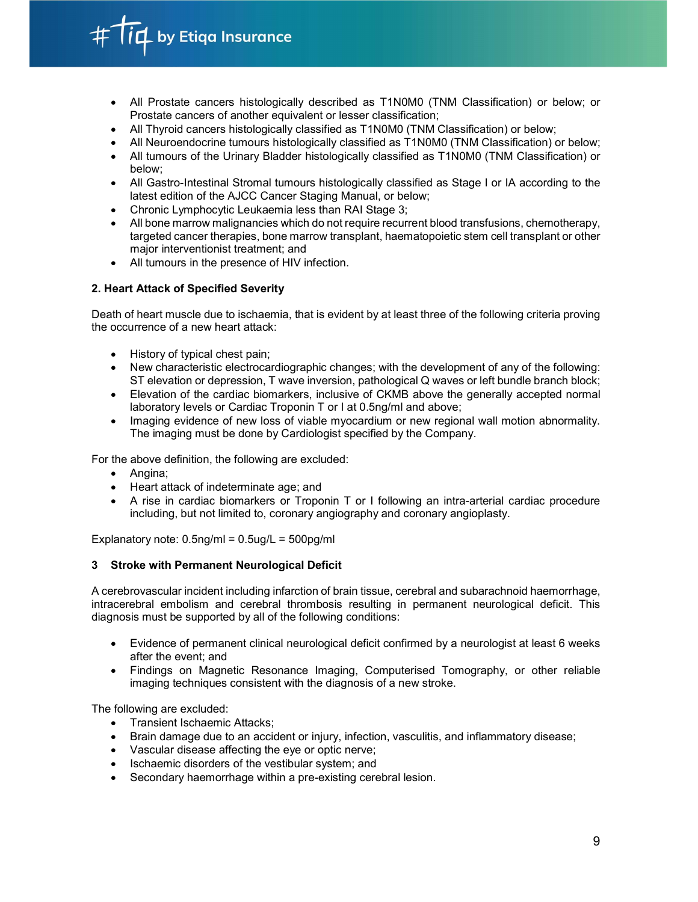- All Prostate cancers histologically described as T1N0M0 (TNM Classification) or below; or Prostate cancers of another equivalent or lesser classification;
- All Thyroid cancers histologically classified as T1N0M0 (TNM Classification) or below;
- All Neuroendocrine tumours histologically classified as T1N0M0 (TNM Classification) or below;
- All tumours of the Urinary Bladder histologically classified as T1N0M0 (TNM Classification) or below;
- All Gastro-Intestinal Stromal tumours histologically classified as Stage I or IA according to the latest edition of the AJCC Cancer Staging Manual, or below;
- Chronic Lymphocytic Leukaemia less than RAI Stage 3;
- All bone marrow malignancies which do not require recurrent blood transfusions, chemotherapy, targeted cancer therapies, bone marrow transplant, haematopoietic stem cell transplant or other major interventionist treatment; and
- All tumours in the presence of HIV infection.

**2. Heart Attack of Specified Severity**

Death of heart muscle due to ischaemia, that is evident by at least three of the following criteria proving the occurrence of a new heart attack:

- History of typical chest pain;
- New characteristic electrocardiographic changes; with the development of any of the following: ST elevation or depression, T wave inversion, pathological Q waves or left bundle branch block;
- Elevation of the cardiac biomarkers, inclusive of CKMB above the generally accepted normal laboratory levels or Cardiac Troponin T or I at 0.5ng/ml and above;
- Imaging evidence of new loss of viable myocardium or new regional wall motion abnormality. The imaging must be done by Cardiologist specified by the Company.

For the above definition, the following are excluded:

- Angina;
- Heart attack of indeterminate age; and
- A rise in cardiac biomarkers or Troponin T or I following an intra-arterial cardiac procedure including, but not limited to, coronary angiography and coronary angioplasty.

Explanatory note: 0.5ng/ml = 0.5ug/L = 500pg/ml

**3 Stroke with Permanent Neurological Deficit**

A cerebrovascular incident including infarction of brain tissue, cerebral and subarachnoid haemorrhage, intracerebral embolism and cerebral thrombosis resulting in permanent neurological deficit. This diagnosis must be supported by all of the following conditions:

- Evidence of permanent clinical neurological deficit confirmed by a neurologist at least 6 weeks after the event; and
- Findings on Magnetic Resonance Imaging, Computerised Tomography, or other reliable imaging techniques consistent with the diagnosis of a new stroke.

The following are excluded:

- Transient Ischaemic Attacks;
- Brain damage due to an accident or injury, infection, vasculitis, and inflammatory disease;
- Vascular disease affecting the eye or optic nerve;
- Ischaemic disorders of the vestibular system; and
- Secondary haemorrhage within a pre-existing cerebral lesion.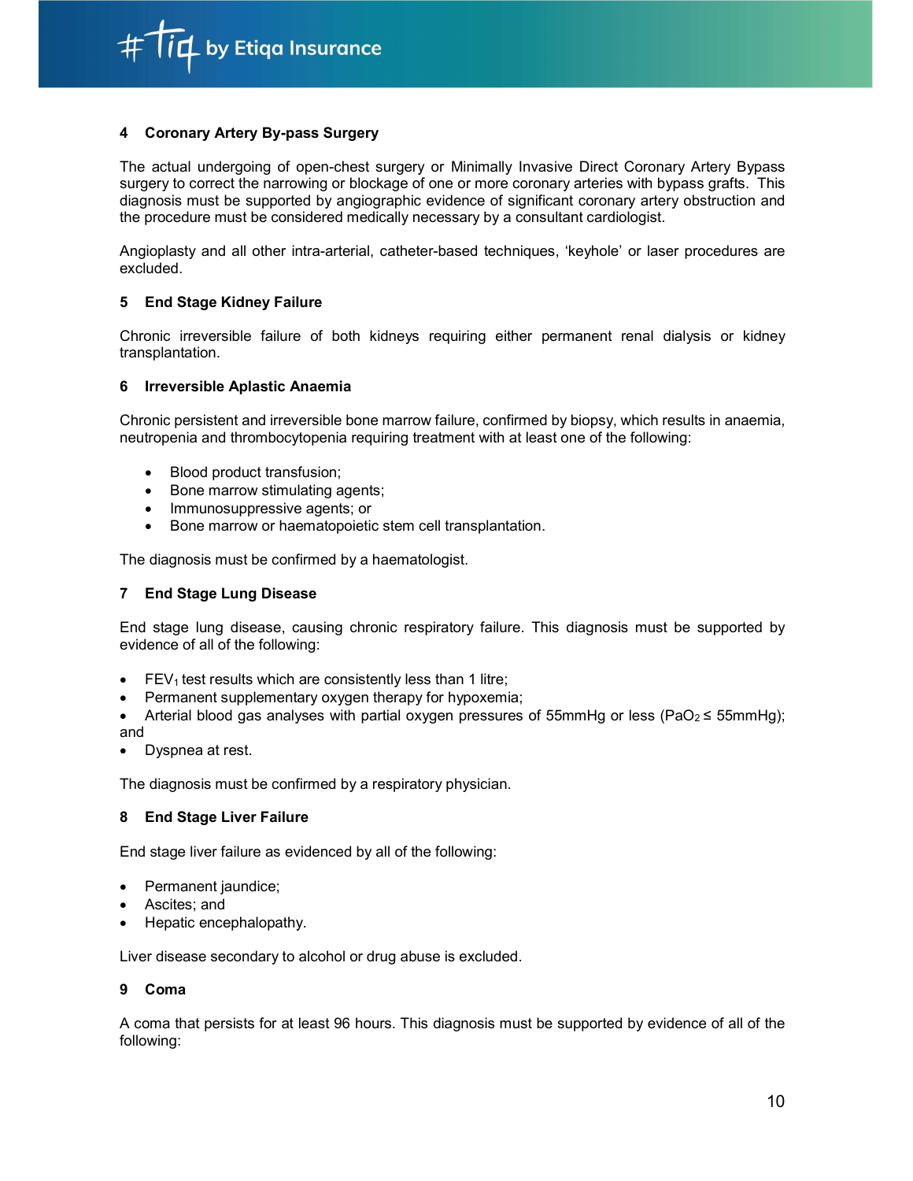### 4 Coronary Artery By-pass Surgery

The actual undergoing of open-chest surgery or Minimally Invasive Direct Coronary Artery Bypass surgery to correct the narrowing or blockage of one or more coronary arteries with bypass grafts. This diagnosis must be supported by angiographic evidence of significant coronary artery obstruction and the procedure must be considered medically necessary by a consultant cardiologist.

Angioplasty and all other intra-arterial, catheter-based techniques, 'keyhole' or laser procedures are excluded.

### 5 End Stage Kidney Failure

Chronic irreversible failure of both kidneys requiring either permanent renal dialysis or kidney transplantation.

### 6 Irreversible Aplastic Anaemia

Chronic persistent and irreversible bone marrow failure, confirmed by biopsy, which results in anaemia, neutropenia and thrombocytopenia requiring treatment with at least one of the following:

- Blood product transfusion;
- Bone marrow stimulating agents;
- Immunosuppressive agents; or
- Bone marrow or haematopoietic stem cell transplantation.

The diagnosis must be confirmed by a haematologist.

### 7 End Stage Lung Disease

End stage lung disease, causing chronic respiratory failure. This diagnosis must be supported by evidence of all of the following:

- $FEV_1$ test results which are consistently less than 1 litre;
- Permanent supplementary oxygen therapy for hypoxemia;
- Arterial blood gas analyses with partial oxygen pressures of 55mmHg or less ($PaO_2 \leq 55$mmHg); and
- Dyspnea at rest.

The diagnosis must be confirmed by a respiratory physician.

### 8 End Stage Liver Failure

End stage liver failure as evidenced by all of the following:

- Permanent jaundice;
- Ascites; and
- Hepatic encephalopathy.

Liver disease secondary to alcohol or drug abuse is excluded.

### 9 Coma

A coma that persists for at least 96 hours. This diagnosis must be supported by evidence of all of the following: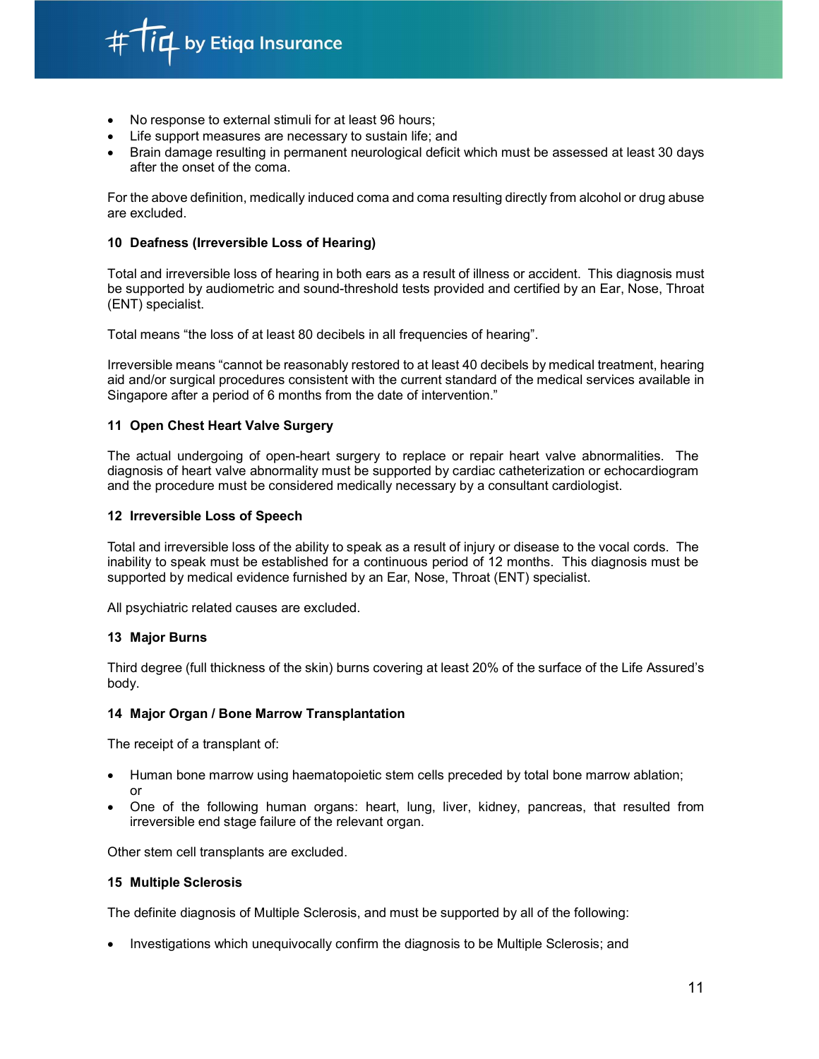- No response to external stimuli for at least 96 hours;
- Life support measures are necessary to sustain life; and
- Brain damage resulting in permanent neurological deficit which must be assessed at least 30 days after the onset of the coma.

For the above definition, medically induced coma and coma resulting directly from alcohol or drug abuse are excluded.

**10 Deafness (Irreversible Loss of Hearing)**

Total and irreversible loss of hearing in both ears as a result of illness or accident. This diagnosis must be supported by audiometric and sound-threshold tests provided and certified by an Ear, Nose, Throat (ENT) specialist.

Total means "the loss of at least 80 decibels in all frequencies of hearing".

Irreversible means "cannot be reasonably restored to at least 40 decibels by medical treatment, hearing aid and/or surgical procedures consistent with the current standard of the medical services available in Singapore after a period of 6 months from the date of intervention."

**11 Open Chest Heart Valve Surgery**

The actual undergoing of open-heart surgery to replace or repair heart valve abnormalities. The diagnosis of heart valve abnormality must be supported by cardiac catheterization or echocardiogram and the procedure must be considered medically necessary by a consultant cardiologist.

**12 Irreversible Loss of Speech**

Total and irreversible loss of the ability to speak as a result of injury or disease to the vocal cords. The inability to speak must be established for a continuous period of 12 months. This diagnosis must be supported by medical evidence furnished by an Ear, Nose, Throat (ENT) specialist.

All psychiatric related causes are excluded.

**13 Major Burns**

Third degree (full thickness of the skin) burns covering at least 20% of the surface of the Life Assured's body.

**14 Major Organ / Bone Marrow Transplantation**

The receipt of a transplant of:

- Human bone marrow using haematopoietic stem cells preceded by total bone marrow ablation; or
- One of the following human organs: heart, lung, liver, kidney, pancreas, that resulted from irreversible end stage failure of the relevant organ.

Other stem cell transplants are excluded.

**15 Multiple Sclerosis**

The definite diagnosis of Multiple Sclerosis, and must be supported by all of the following:

- Investigations which unequivocally confirm the diagnosis to be Multiple Sclerosis; and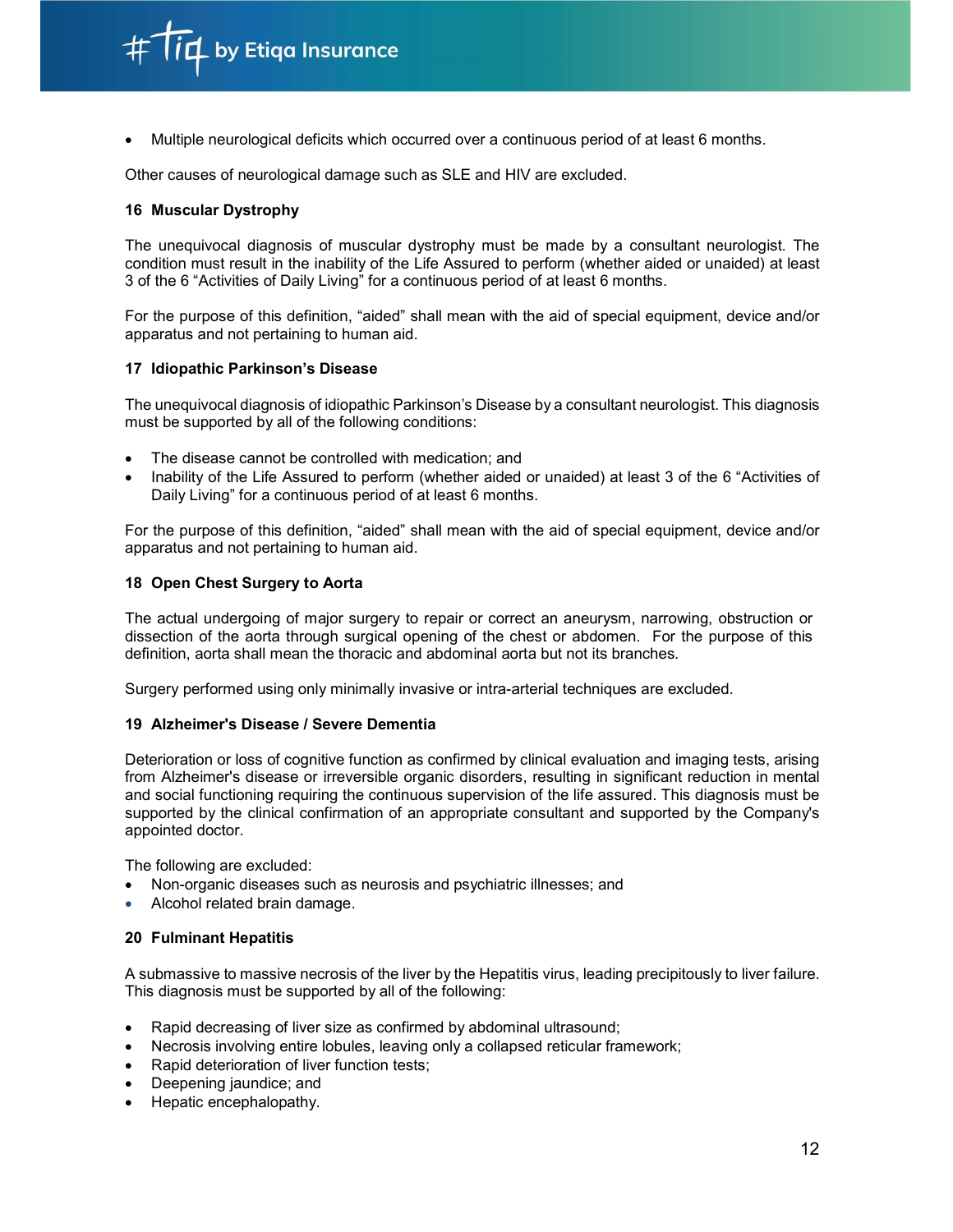- Multiple neurological deficits which occurred over a continuous period of at least 6 months.

Other causes of neurological damage such as SLE and HIV are excluded.

### 16 Muscular Dystrophy

The unequivocal diagnosis of muscular dystrophy must be made by a consultant neurologist. The condition must result in the inability of the Life Assured to perform (whether aided or unaided) at least 3 of the 6 "Activities of Daily Living" for a continuous period of at least 6 months.

For the purpose of this definition, "aided" shall mean with the aid of special equipment, device and/or apparatus and not pertaining to human aid.

### 17 Idiopathic Parkinson's Disease

The unequivocal diagnosis of idiopathic Parkinson's Disease by a consultant neurologist. This diagnosis must be supported by all of the following conditions:

- The disease cannot be controlled with medication; and
- Inability of the Life Assured to perform (whether aided or unaided) at least 3 of the 6 "Activities of Daily Living" for a continuous period of at least 6 months.

For the purpose of this definition, "aided" shall mean with the aid of special equipment, device and/or apparatus and not pertaining to human aid.

### 18 Open Chest Surgery to Aorta

The actual undergoing of major surgery to repair or correct an aneurysm, narrowing, obstruction or dissection of the aorta through surgical opening of the chest or abdomen. For the purpose of this definition, aorta shall mean the thoracic and abdominal aorta but not its branches.

Surgery performed using only minimally invasive or intra-arterial techniques are excluded.

### 19 Alzheimer's Disease / Severe Dementia

Deterioration or loss of cognitive function as confirmed by clinical evaluation and imaging tests, arising from Alzheimer's disease or irreversible organic disorders, resulting in significant reduction in mental and social functioning requiring the continuous supervision of the life assured. This diagnosis must be supported by the clinical confirmation of an appropriate consultant and supported by the Company's appointed doctor.

The following are excluded:

- Non-organic diseases such as neurosis and psychiatric illnesses; and
- Alcohol related brain damage.

### 20 Fulminant Hepatitis

A submassive to massive necrosis of the liver by the Hepatitis virus, leading precipitously to liver failure. This diagnosis must be supported by all of the following:

- Rapid decreasing of liver size as confirmed by abdominal ultrasound;
- Necrosis involving entire lobules, leaving only a collapsed reticular framework;
- Rapid deterioration of liver function tests;
- Deepening jaundice; and
- Hepatic encephalopathy.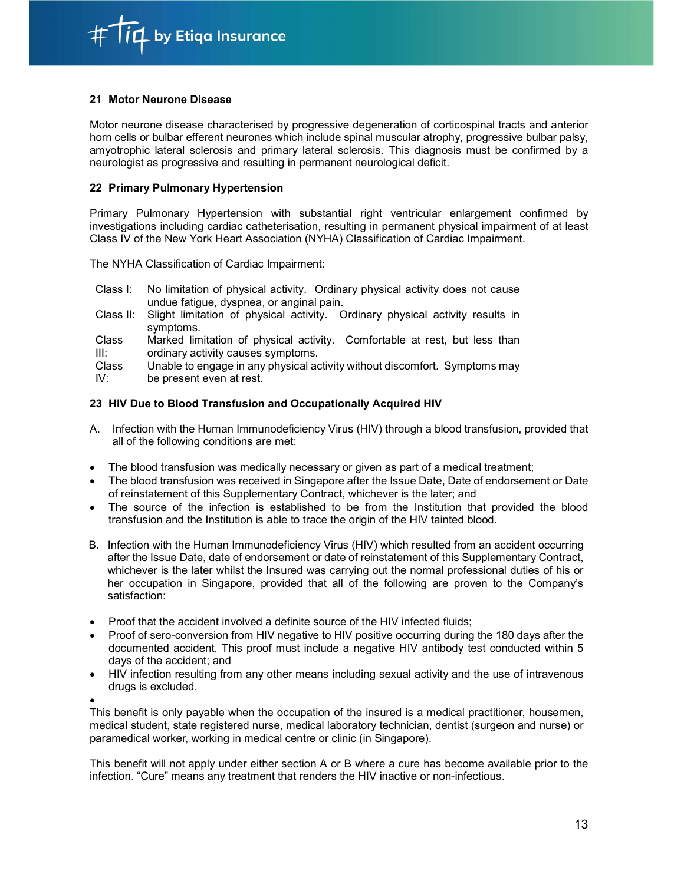### 21 Motor Neurone Disease

Motor neurone disease characterised by progressive degeneration of corticospinal tracts and anterior horn cells or bulbar efferent neurones which include spinal muscular atrophy, progressive bulbar palsy, amyotrophic lateral sclerosis and primary lateral sclerosis. This diagnosis must be confirmed by a neurologist as progressive and resulting in permanent neurological deficit.

### 22 Primary Pulmonary Hypertension

Primary Pulmonary Hypertension with substantial right ventricular enlargement confirmed by investigations including cardiac catheterisation, resulting in permanent physical impairment of at least Class IV of the New York Heart Association (NYHA) Classification of Cardiac Impairment.

The NYHA Classification of Cardiac Impairment:

| | |
|---|---|
| Class I: | No limitation of physical activity. Ordinary physical activity does not cause undue fatigue, dyspnea, or anginal pain. |
| Class II: | Slight limitation of physical activity. Ordinary physical activity results in symptoms. |
| Class III: | Marked limitation of physical activity. Comfortable at rest, but less than ordinary activity causes symptoms. |
| Class IV: | Unable to engage in any physical activity without discomfort. Symptoms may be present even at rest. |

### 23 HIV Due to Blood Transfusion and Occupationally Acquired HIV

A. Infection with the Human Immunodeficiency Virus (HIV) through a blood transfusion, provided that all of the following conditions are met:

- The blood transfusion was medically necessary or given as part of a medical treatment;
- The blood transfusion was received in Singapore after the Issue Date, Date of endorsement or Date of reinstatement of this Supplementary Contract, whichever is the later; and
- The source of the infection is established to be from the Institution that provided the blood transfusion and the Institution is able to trace the origin of the HIV tainted blood.

B. Infection with the Human Immunodeficiency Virus (HIV) which resulted from an accident occurring after the Issue Date, date of endorsement or date of reinstatement of this Supplementary Contract, whichever is the later whilst the Insured was carrying out the normal professional duties of his or her occupation in Singapore, provided that all of the following are proven to the Company's satisfaction:

- Proof that the accident involved a definite source of the HIV infected fluids;
- Proof of sero-conversion from HIV negative to HIV positive occurring during the 180 days after the documented accident. This proof must include a negative HIV antibody test conducted within 5 days of the accident; and
- HIV infection resulting from any other means including sexual activity and the use of intravenous drugs is excluded.

This benefit is only payable when the occupation of the insured is a medical practitioner, housemen, medical student, state registered nurse, medical laboratory technician, dentist (surgeon and nurse) or paramedical worker, working in medical centre or clinic (in Singapore).

This benefit will not apply under either section A or B where a cure has become available prior to the infection. "Cure" means any treatment that renders the HIV inactive or non-infectious.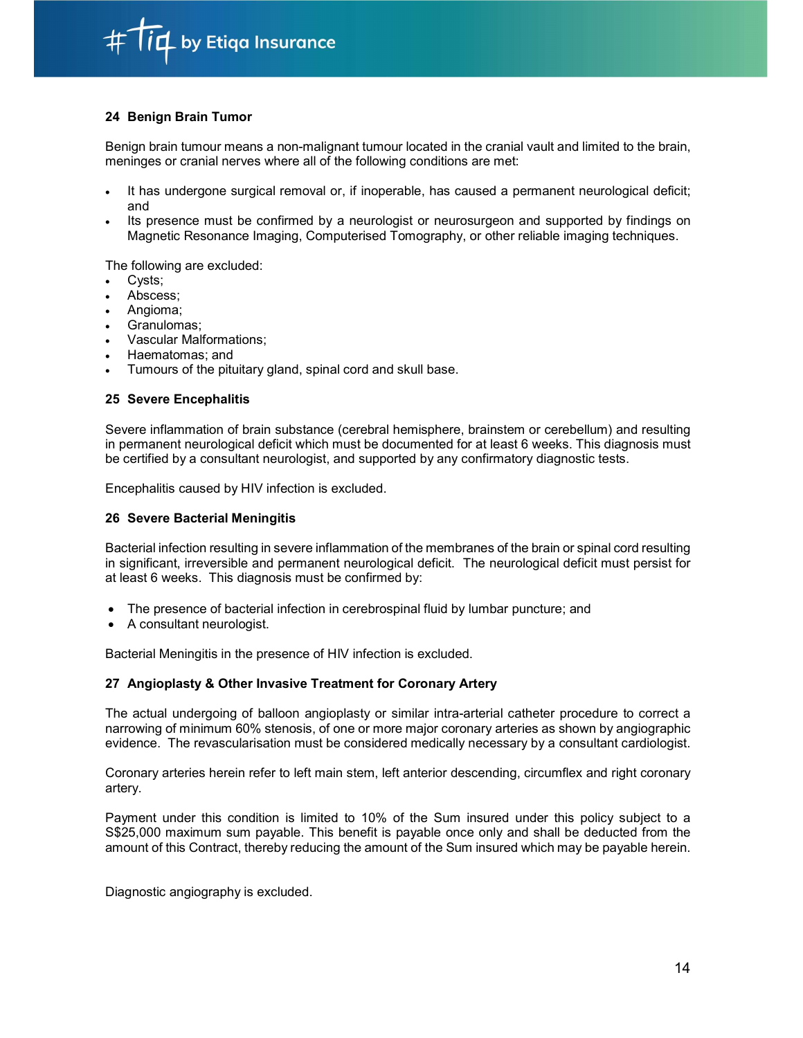### 24 Benign Brain Tumor

Benign brain tumour means a non-malignant tumour located in the cranial vault and limited to the brain, meninges or cranial nerves where all of the following conditions are met:

- It has undergone surgical removal or, if inoperable, has caused a permanent neurological deficit; and
- Its presence must be confirmed by a neurologist or neurosurgeon and supported by findings on Magnetic Resonance Imaging, Computerised Tomography, or other reliable imaging techniques.

The following are excluded:

- Cysts;
- Abscess;
- Angioma;
- Granulomas;
- Vascular Malformations;
- Haematomas; and
- Tumours of the pituitary gland, spinal cord and skull base.

### 25 Severe Encephalitis

Severe inflammation of brain substance (cerebral hemisphere, brainstem or cerebellum) and resulting in permanent neurological deficit which must be documented for at least 6 weeks. This diagnosis must be certified by a consultant neurologist, and supported by any confirmatory diagnostic tests.

Encephalitis caused by HIV infection is excluded.

### 26 Severe Bacterial Meningitis

Bacterial infection resulting in severe inflammation of the membranes of the brain or spinal cord resulting in significant, irreversible and permanent neurological deficit. The neurological deficit must persist for at least 6 weeks. This diagnosis must be confirmed by:

- The presence of bacterial infection in cerebrospinal fluid by lumbar puncture; and
- A consultant neurologist.

Bacterial Meningitis in the presence of HIV infection is excluded.

### 27 Angioplasty & Other Invasive Treatment for Coronary Artery

The actual undergoing of balloon angioplasty or similar intra-arterial catheter procedure to correct a narrowing of minimum 60% stenosis, of one or more major coronary arteries as shown by angiographic evidence. The revascularisation must be considered medically necessary by a consultant cardiologist.

Coronary arteries herein refer to left main stem, left anterior descending, circumflex and right coronary artery.

Payment under this condition is limited to 10% of the Sum insured under this policy subject to a S$25,000 maximum sum payable. This benefit is payable once only and shall be deducted from the amount of this Contract, thereby reducing the amount of the Sum insured which may be payable herein.

Diagnostic angiography is excluded.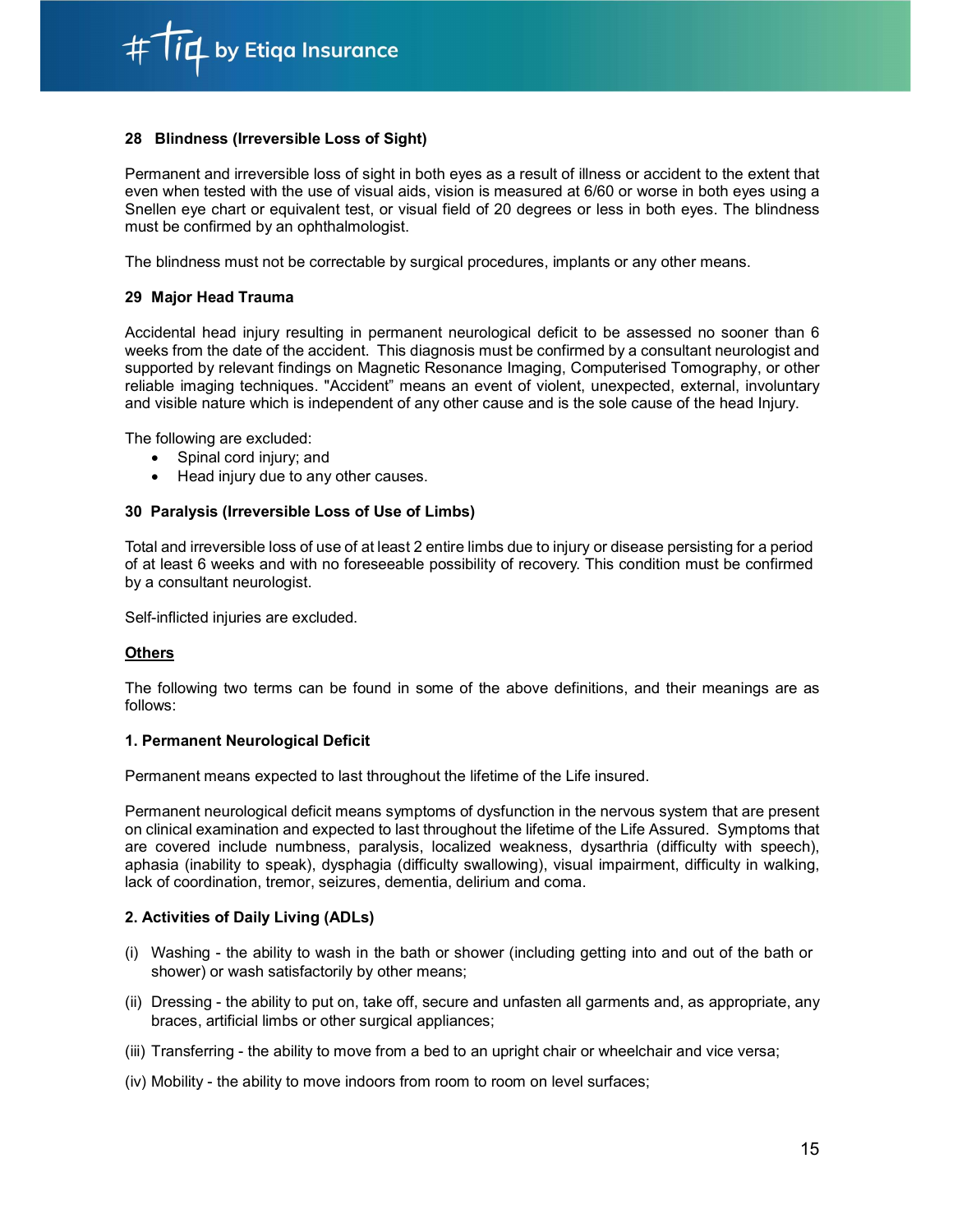### 28 Blindness (Irreversible Loss of Sight)

Permanent and irreversible loss of sight in both eyes as a result of illness or accident to the extent that even when tested with the use of visual aids, vision is measured at 6/60 or worse in both eyes using a Snellen eye chart or equivalent test, or visual field of 20 degrees or less in both eyes. The blindness must be confirmed by an ophthalmologist.

The blindness must not be correctable by surgical procedures, implants or any other means.

### 29 Major Head Trauma

Accidental head injury resulting in permanent neurological deficit to be assessed no sooner than 6 weeks from the date of the accident. This diagnosis must be confirmed by a consultant neurologist and supported by relevant findings on Magnetic Resonance Imaging, Computerised Tomography, or other reliable imaging techniques. "Accident" means an event of violent, unexpected, external, involuntary and visible nature which is independent of any other cause and is the sole cause of the head Injury.

The following are excluded:

- Spinal cord injury; and
- Head injury due to any other causes.

### 30 Paralysis (Irreversible Loss of Use of Limbs)

Total and irreversible loss of use of at least 2 entire limbs due to injury or disease persisting for a period of at least 6 weeks and with no foreseeable possibility of recovery. This condition must be confirmed by a consultant neurologist.

Self-inflicted injuries are excluded.

## Others

The following two terms can be found in some of the above definitions, and their meanings are as follows:

### 1. Permanent Neurological Deficit

Permanent means expected to last throughout the lifetime of the Life insured.

Permanent neurological deficit means symptoms of dysfunction in the nervous system that are present on clinical examination and expected to last throughout the lifetime of the Life Assured. Symptoms that are covered include numbness, paralysis, localized weakness, dysarthria (difficulty with speech), aphasia (inability to speak), dysphagia (difficulty swallowing), visual impairment, difficulty in walking, lack of coordination, tremor, seizures, dementia, delirium and coma.

### 2. Activities of Daily Living (ADLs)

(i) Washing - the ability to wash in the bath or shower (including getting into and out of the bath or shower) or wash satisfactorily by other means;

(ii) Dressing - the ability to put on, take off, secure and unfasten all garments and, as appropriate, any braces, artificial limbs or other surgical appliances;

(iii) Transferring - the ability to move from a bed to an upright chair or wheelchair and vice versa;

(iv) Mobility - the ability to move indoors from room to room on level surfaces;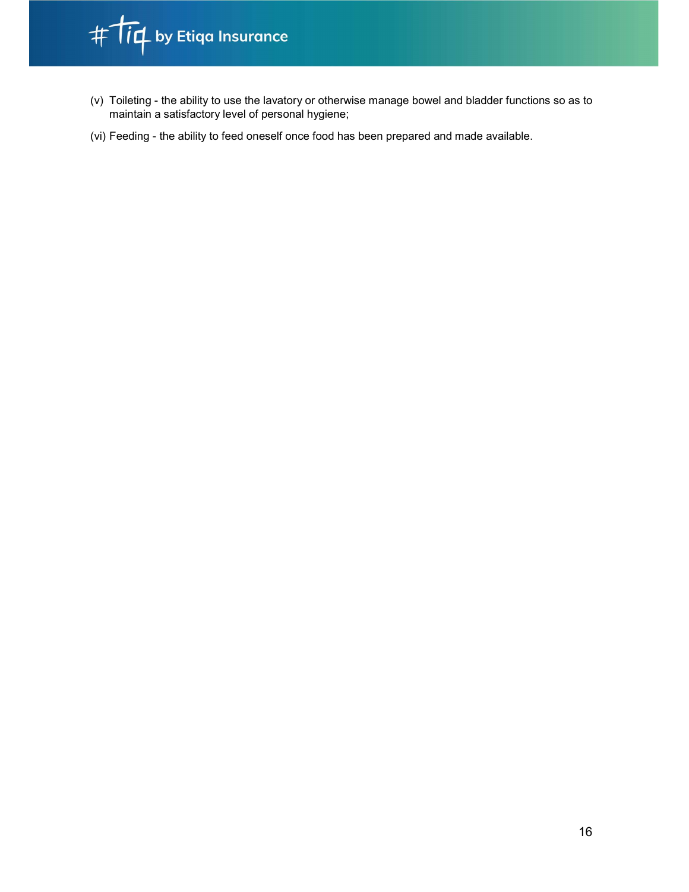(v) Toileting - the ability to use the lavatory or otherwise manage bowel and bladder functions so as to maintain a satisfactory level of personal hygiene;

(vi) Feeding - the ability to feed oneself once food has been prepared and made available.